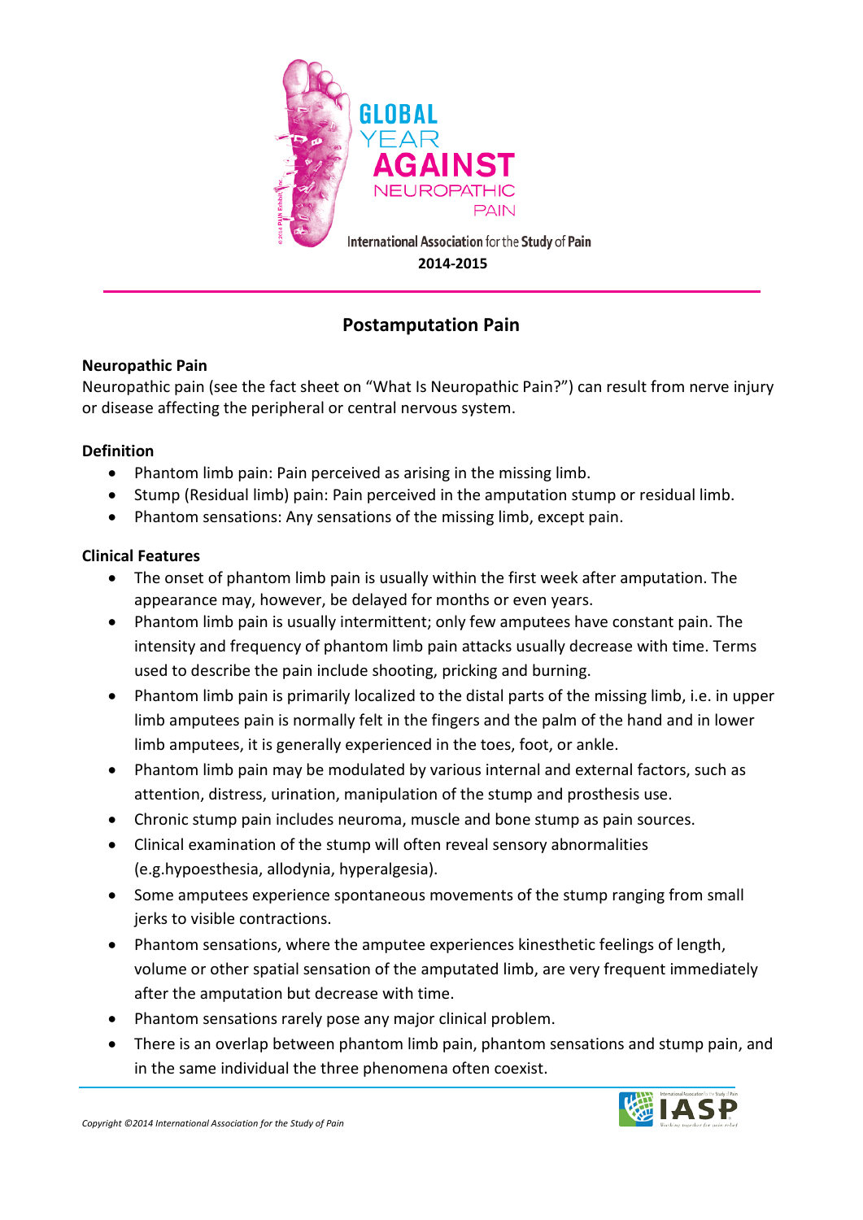GLOBAL YEAR AGAINST NEUROPATHIC PAIN

International Association for the Study of Pain

**2014-2015**

# Postamputation Pain

**Neuropathic Pain**

Neuropathic pain (see the fact sheet on "What Is Neuropathic Pain?") can result from nerve injury or disease affecting the peripheral or central nervous system.

**Definition**

- Phantom limb pain: Pain perceived as arising in the missing limb.
- Stump (Residual limb) pain: Pain perceived in the amputation stump or residual limb.
- Phantom sensations: Any sensations of the missing limb, except pain.

**Clinical Features**

- The onset of phantom limb pain is usually within the first week after amputation. The appearance may, however, be delayed for months or even years.
- Phantom limb pain is usually intermittent; only few amputees have constant pain. The intensity and frequency of phantom limb pain attacks usually decrease with time. Terms used to describe the pain include shooting, pricking and burning.
- Phantom limb pain is primarily localized to the distal parts of the missing limb, i.e. in upper limb amputees pain is normally felt in the fingers and the palm of the hand and in lower limb amputees, it is generally experienced in the toes, foot, or ankle.
- Phantom limb pain may be modulated by various internal and external factors, such as attention, distress, urination, manipulation of the stump and prosthesis use.
- Chronic stump pain includes neuroma, muscle and bone stump as pain sources.
- Clinical examination of the stump will often reveal sensory abnormalities (e.g.hypoesthesia, allodynia, hyperalgesia).
- Some amputees experience spontaneous movements of the stump ranging from small jerks to visible contractions.
- Phantom sensations, where the amputee experiences kinesthetic feelings of length, volume or other spatial sensation of the amputated limb, are very frequent immediately after the amputation but decrease with time.
- Phantom sensations rarely pose any major clinical problem.
- There is an overlap between phantom limb pain, phantom sensations and stump pain, and in the same individual the three phenomena often coexist.

*Copyright ©2014 International Association for the Study of Pain*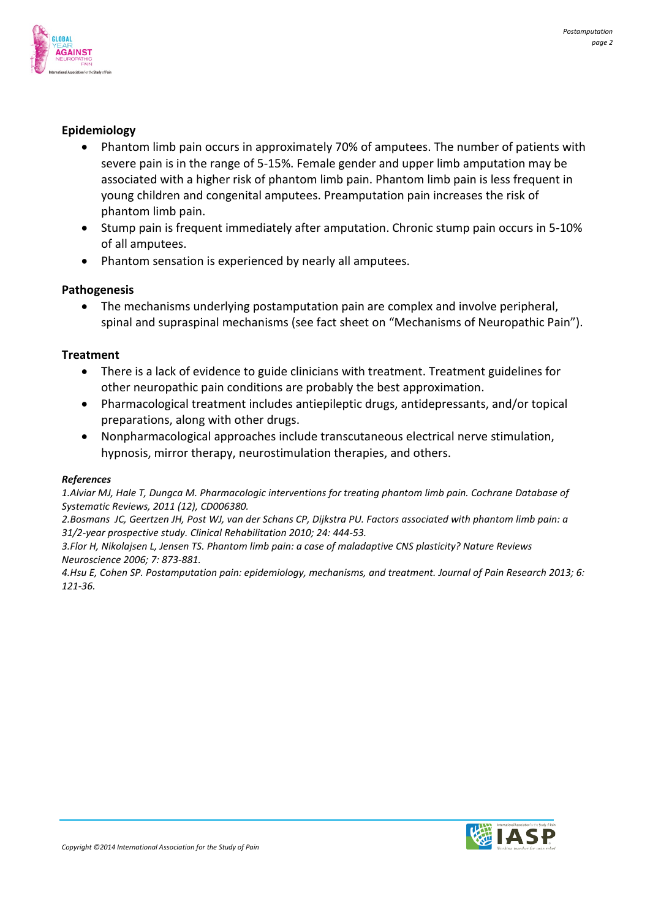## Epidemiology

- Phantom limb pain occurs in approximately 70% of amputees. The number of patients with severe pain is in the range of 5-15%. Female gender and upper limb amputation may be associated with a higher risk of phantom limb pain. Phantom limb pain is less frequent in young children and congenital amputees. Preamputation pain increases the risk of phantom limb pain.
- Stump pain is frequent immediately after amputation. Chronic stump pain occurs in 5-10% of all amputees.
- Phantom sensation is experienced by nearly all amputees.

## Pathogenesis

- The mechanisms underlying postamputation pain are complex and involve peripheral, spinal and supraspinal mechanisms (see fact sheet on "Mechanisms of Neuropathic Pain").

## Treatment

- There is a lack of evidence to guide clinicians with treatment. Treatment guidelines for other neuropathic pain conditions are probably the best approximation.
- Pharmacological treatment includes antiepileptic drugs, antidepressants, and/or topical preparations, along with other drugs.
- Nonpharmacological approaches include transcutaneous electrical nerve stimulation, hypnosis, mirror therapy, neurostimulation therapies, and others.

***References***

*1.Alviar MJ, Hale T, Dungca M. Pharmacologic interventions for treating phantom limb pain. Cochrane Database of Systematic Reviews, 2011 (12), CD006380.*

*2.Bosmans JC, Geertzen JH, Post WJ, van der Schans CP, Dijkstra PU. Factors associated with phantom limb pain: a 31/2-year prospective study. Clinical Rehabilitation 2010; 24: 444-53.*

*3.Flor H, Nikolajsen L, Jensen TS. Phantom limb pain: a case of maladaptive CNS plasticity? Nature Reviews Neuroscience 2006; 7: 873-881.*

*4.Hsu E, Cohen SP. Postamputation pain: epidemiology, mechanisms, and treatment. Journal of Pain Research 2013; 6: 121-36.*

*Copyright ©2014 International Association for the Study of Pain*